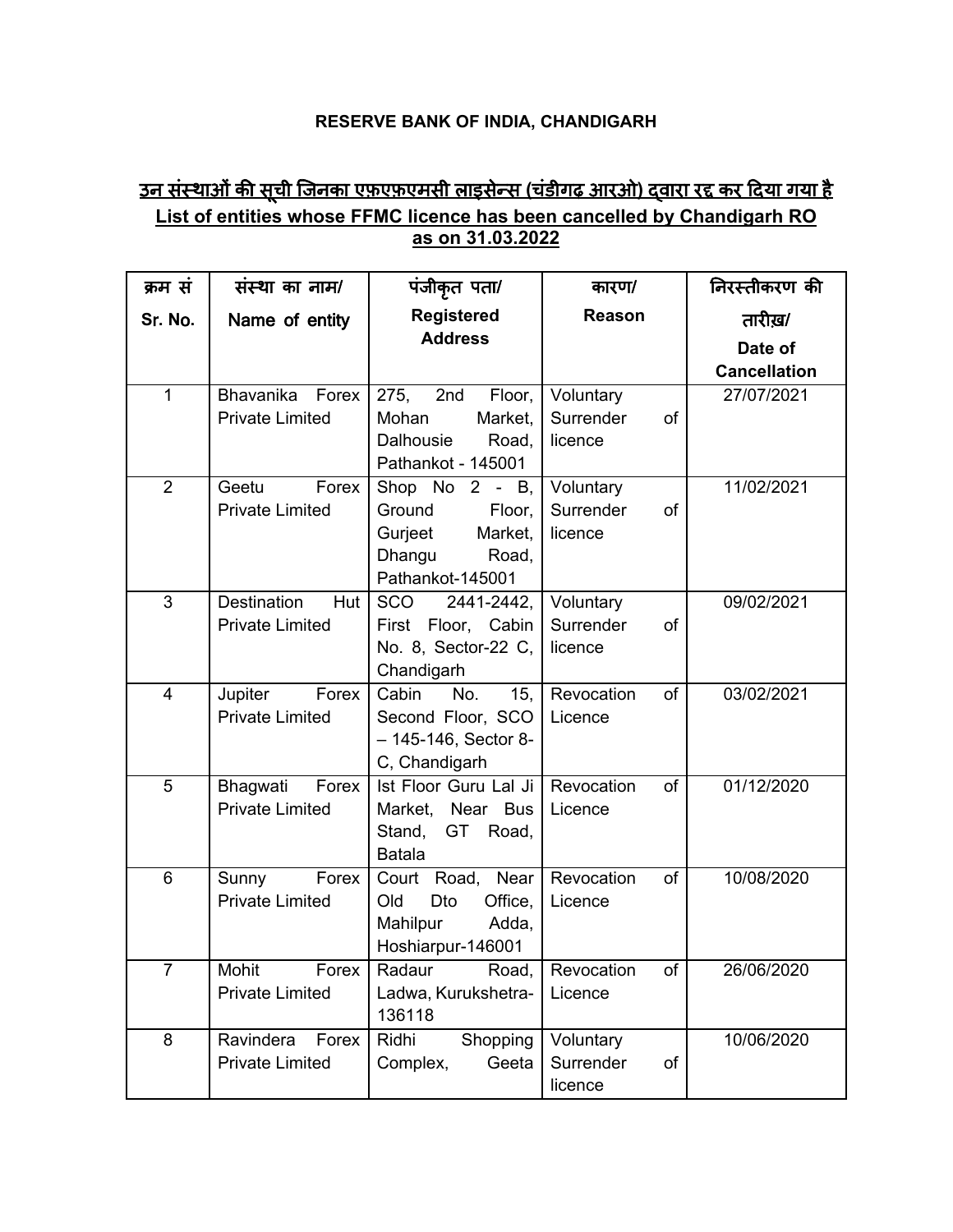**RESERVE BANK OF INDIA, CHANDIGARH**

**उन संस्थाओं की सूची जिनका एफ़एफ़एमसी लाइसेन्स (चंडीगढ़ आरओ) द्वारा रद्द कर दिया गया है**

**List of entities whose FFMC licence has been cancelled by Chandigarh RO as on 31.03.2022**

| क्रम सं Sr. No. | संस्था का नाम/ Name of entity | पंजीकृत पता/ Registered Address | कारण/ Reason | निरस्तीकरण की तारीख़/ Date of Cancellation |
|---|---|---|---|---|
| 1 | Bhavanika Forex Private Limited | 275, 2nd Floor, Mohan Market, Dalhousie Road, Pathankot - 145001 | Voluntary Surrender of licence | 27/07/2021 |
| 2 | Geetu Forex Private Limited | Shop No 2 - B, Ground Floor, Gurjeet Market, Dhangu Road, Pathankot-145001 | Voluntary Surrender of licence | 11/02/2021 |
| 3 | Destination Hut Private Limited | SCO 2441-2442, First Floor, Cabin No. 8, Sector-22 C, Chandigarh | Voluntary Surrender of licence | 09/02/2021 |
| 4 | Jupiter Forex Private Limited | Cabin No. 15, Second Floor, SCO – 145-146, Sector 8-C, Chandigarh | Revocation of Licence | 03/02/2021 |
| 5 | Bhagwati Forex Private Limited | Ist Floor Guru Lal Ji Market, Near Bus Stand, GT Road, Batala | Revocation of Licence | 01/12/2020 |
| 6 | Sunny Forex Private Limited | Court Road, Near Old Dto Office, Mahilpur Adda, Hoshiarpur-146001 | Revocation of Licence | 10/08/2020 |
| 7 | Mohit Forex Private Limited | Radaur Road, Ladwa, Kurukshetra-136118 | Revocation of Licence | 26/06/2020 |
| 8 | Ravindera Forex Private Limited | Ridhi Shopping Complex, Geeta | Voluntary Surrender of licence | 10/06/2020 |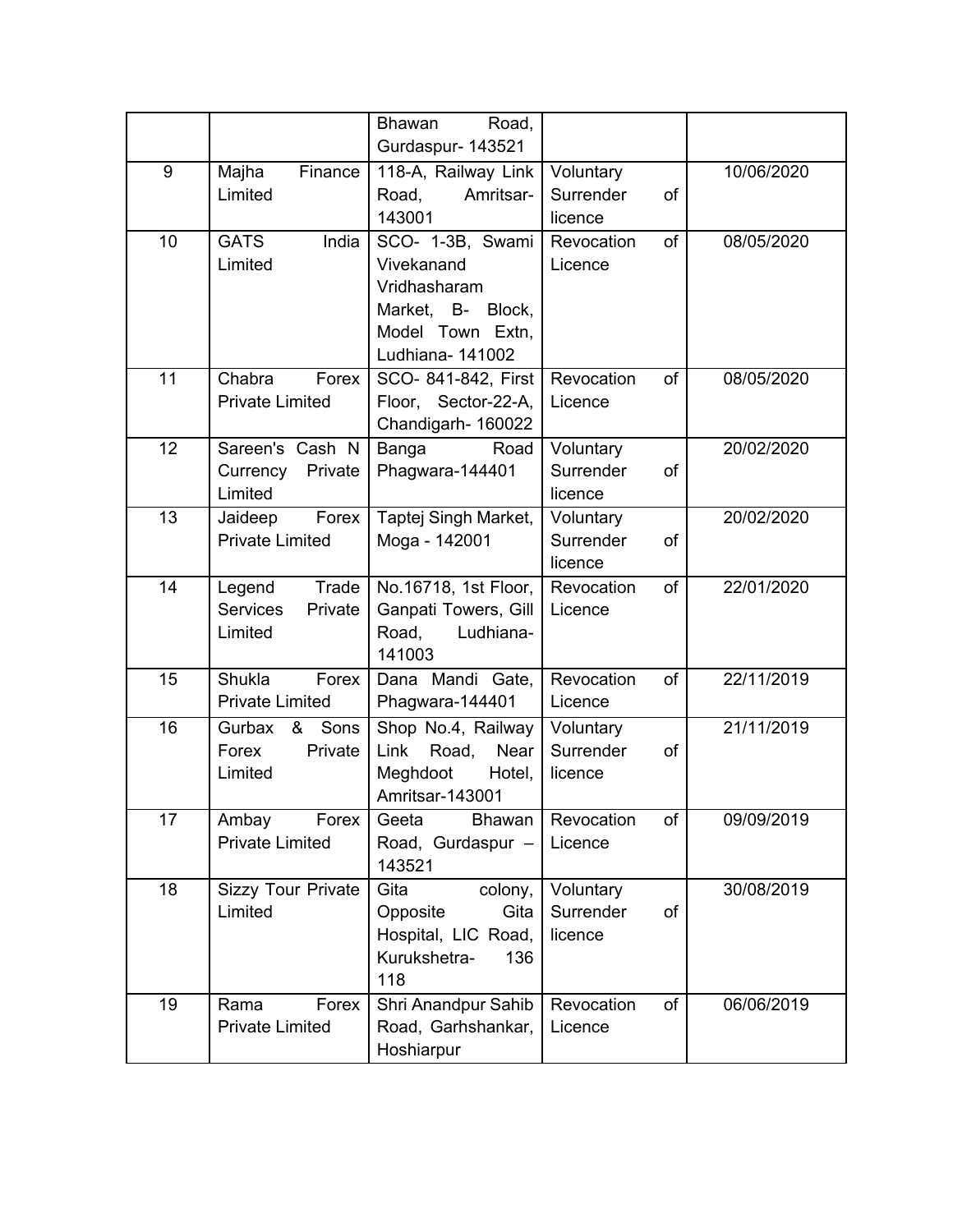| | | Bhawan Road, Gurdaspur- 143521 | | |
|---|---|---|---|---|
| 9 | Majha Finance Limited | 118-A, Railway Link Road, Amritsar- 143001 | Voluntary Surrender of licence | 10/06/2020 |
| 10 | GATS India Limited | SCO- 1-3B, Swami Vivekanand Vridhasharam Market, B- Block, Model Town Extn, Ludhiana- 141002 | Revocation of Licence | 08/05/2020 |
| 11 | Chabra Forex Private Limited | SCO- 841-842, First Floor, Sector-22-A, Chandigarh- 160022 | Revocation of Licence | 08/05/2020 |
| 12 | Sareen's Cash N Currency Private Limited | Banga Road Phagwara-144401 | Voluntary Surrender of licence | 20/02/2020 |
| 13 | Jaideep Forex Private Limited | Taptej Singh Market, Moga - 142001 | Voluntary Surrender of licence | 20/02/2020 |
| 14 | Legend Trade Services Private Limited | No.16718, 1st Floor, Ganpati Towers, Gill Road, Ludhiana- 141003 | Revocation of Licence | 22/01/2020 |
| 15 | Shukla Forex Private Limited | Dana Mandi Gate, Phagwara-144401 | Revocation of Licence | 22/11/2019 |
| 16 | Gurbax & Sons Forex Private Limited | Shop No.4, Railway Link Road, Near Meghdoot Hotel, Amritsar-143001 | Voluntary Surrender of licence | 21/11/2019 |
| 17 | Ambay Forex Private Limited | Geeta Bhawan Road, Gurdaspur – 143521 | Revocation of Licence | 09/09/2019 |
| 18 | Sizzy Tour Private Limited | Gita colony, Opposite Gita Hospital, LIC Road, Kurukshetra- 136 118 | Voluntary Surrender of licence | 30/08/2019 |
| 19 | Rama Forex Private Limited | Shri Anandpur Sahib Road, Garhshankar, Hoshiarpur | Revocation of Licence | 06/06/2019 |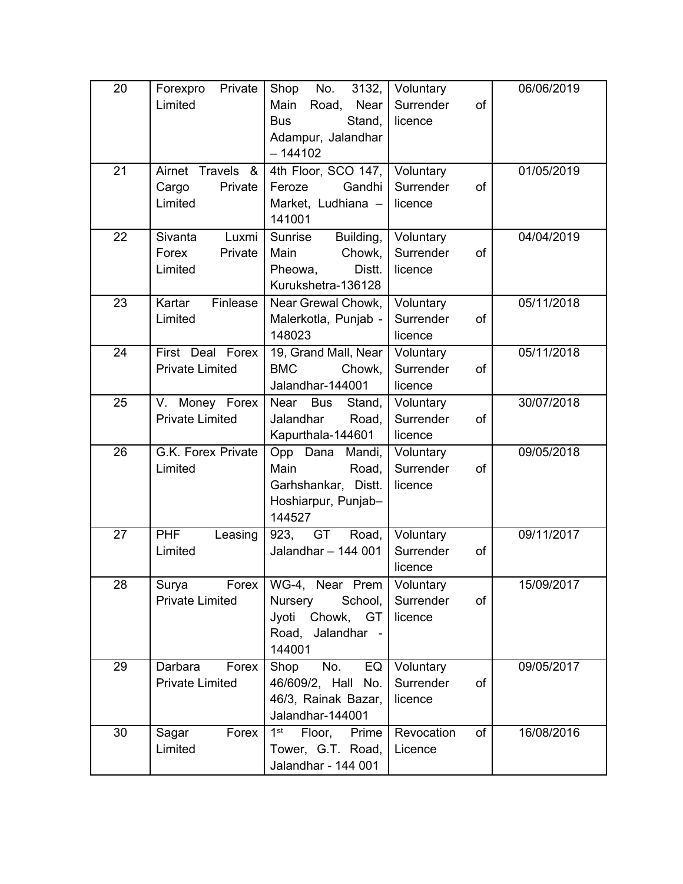| 20 | Forexpro Private Limited | Shop No. 3132, Main Road, Near Bus Stand, Adampur, Jalandhar – 144102 | Voluntary Surrender of licence | 06/06/2019 |
|---|---|---|---|---|
| 21 | Airnet Travels & Cargo Private Limited | 4th Floor, SCO 147, Feroze Gandhi Market, Ludhiana – 141001 | Voluntary Surrender of licence | 01/05/2019 |
| 22 | Sivanta Luxmi Forex Private Limited | Sunrise Building, Main Chowk, Pheowa, Distt. Kurukshetra-136128 | Voluntary Surrender of licence | 04/04/2019 |
| 23 | Kartar Finlease Limited | Near Grewal Chowk, Malerkotla, Punjab - 148023 | Voluntary Surrender of licence | 05/11/2018 |
| 24 | First Deal Forex Private Limited | 19, Grand Mall, Near BMC Chowk, Jalandhar-144001 | Voluntary Surrender of licence | 05/11/2018 |
| 25 | V. Money Forex Private Limited | Near Bus Stand, Jalandhar Road, Kapurthala-144601 | Voluntary Surrender of licence | 30/07/2018 |
| 26 | G.K. Forex Private Limited | Opp Dana Mandi, Main Road, Garhshankar, Distt. Hoshiarpur, Punjab–144527 | Voluntary Surrender of licence | 09/05/2018 |
| 27 | PHF Leasing Limited | 923, GT Road, Jalandhar – 144 001 | Voluntary Surrender of licence | 09/11/2017 |
| 28 | Surya Forex Private Limited | WG-4, Near Prem Nursery School, Jyoti Chowk, GT Road, Jalandhar - 144001 | Voluntary Surrender of licence | 15/09/2017 |
| 29 | Darbara Forex Private Limited | Shop No. EQ 46/609/2, Hall No. 46/3, Rainak Bazar, Jalandhar-144001 | Voluntary Surrender of licence | 09/05/2017 |
| 30 | Sagar Forex Limited | 1st Floor, Prime Tower, G.T. Road, Jalandhar - 144 001 | Revocation of Licence | 16/08/2016 |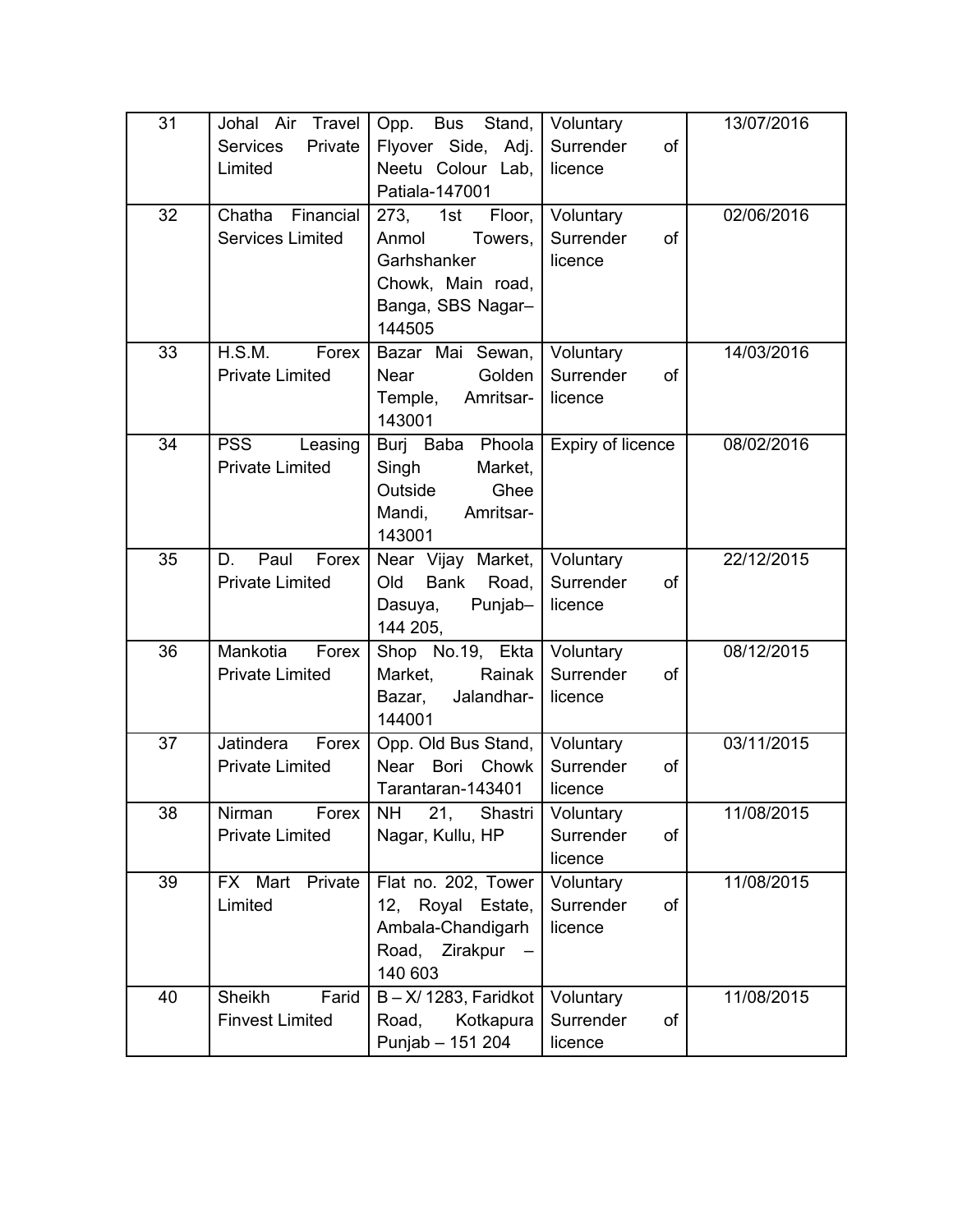| 31 | Johal Air Travel Services Private Limited | Opp. Bus Stand, Flyover Side, Adj. Neetu Colour Lab, Patiala-147001 | Voluntary Surrender of licence | 13/07/2016 |
|---|---|---|---|---|
| 32 | Chatha Financial Services Limited | 273, 1st Floor, Anmol Towers, Garhshanker Chowk, Main road, Banga, SBS Nagar–144505 | Voluntary Surrender of licence | 02/06/2016 |
| 33 | H.S.M. Forex Private Limited | Bazar Mai Sewan, Near Golden Temple, Amritsar-143001 | Voluntary Surrender of licence | 14/03/2016 |
| 34 | PSS Leasing Private Limited | Burj Baba Phoola Singh Market, Outside Ghee Mandi, Amritsar-143001 | Expiry of licence | 08/02/2016 |
| 35 | D. Paul Forex Private Limited | Near Vijay Market, Old Bank Road, Dasuya, Punjab– 144 205, | Voluntary Surrender of licence | 22/12/2015 |
| 36 | Mankotia Forex Private Limited | Shop No.19, Ekta Market, Rainak Bazar, Jalandhar-144001 | Voluntary Surrender of licence | 08/12/2015 |
| 37 | Jatindera Forex Private Limited | Opp. Old Bus Stand, Near Bori Chowk Tarantaran-143401 | Voluntary Surrender of licence | 03/11/2015 |
| 38 | Nirman Forex Private Limited | NH 21, Shastri Nagar, Kullu, HP | Voluntary Surrender of licence | 11/08/2015 |
| 39 | FX Mart Private Limited | Flat no. 202, Tower 12, Royal Estate, Ambala-Chandigarh Road, Zirakpur – 140 603 | Voluntary Surrender of licence | 11/08/2015 |
| 40 | Sheikh Farid Finvest Limited | B – X/ 1283, Faridkot Road, Kotkapura Punjab – 151 204 | Voluntary Surrender of licence | 11/08/2015 |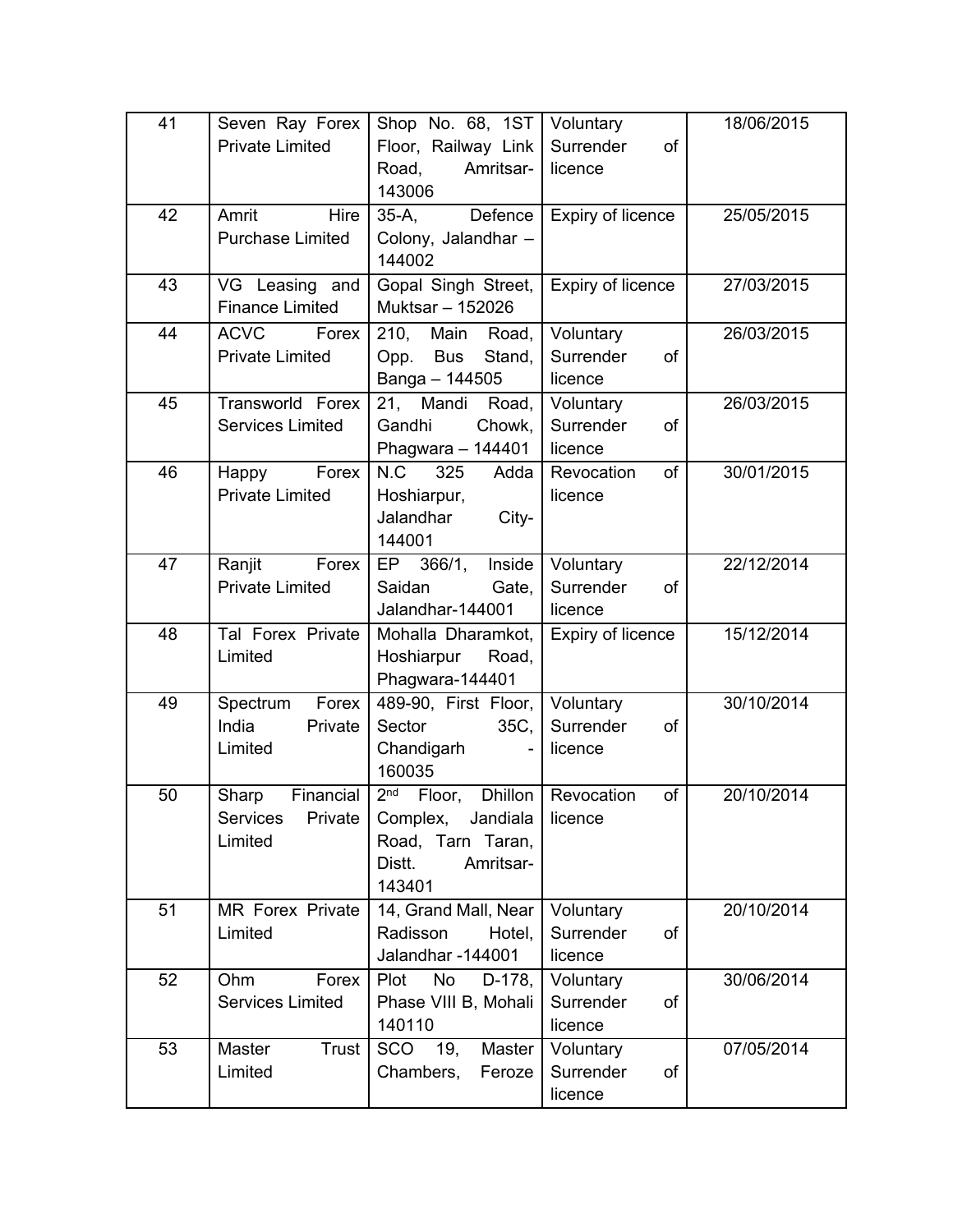| 41 | Seven Ray Forex Private Limited | Shop No. 68, 1ST Floor, Railway Link Road, Amritsar-143006 | Voluntary Surrender of licence | 18/06/2015 |
|---|---|---|---|---|
| 42 | Amrit Hire Purchase Limited | 35-A, Defence Colony, Jalandhar – 144002 | Expiry of licence | 25/05/2015 |
| 43 | VG Leasing and Finance Limited | Gopal Singh Street, Muktsar – 152026 | Expiry of licence | 27/03/2015 |
| 44 | ACVC Forex Private Limited | 210, Main Road, Opp. Bus Stand, Banga – 144505 | Voluntary Surrender of licence | 26/03/2015 |
| 45 | Transworld Forex Services Limited | 21, Mandi Road, Gandhi Chowk, Phagwara – 144401 | Voluntary Surrender of licence | 26/03/2015 |
| 46 | Happy Forex Private Limited | N.C 325 Adda Hoshiarpur, Jalandhar City-144001 | Revocation of licence | 30/01/2015 |
| 47 | Ranjit Forex Private Limited | EP 366/1, Inside Saidan Gate, Jalandhar-144001 | Voluntary Surrender of licence | 22/12/2014 |
| 48 | Tal Forex Private Limited | Mohalla Dharamkot, Hoshiarpur Road, Phagwara-144401 | Expiry of licence | 15/12/2014 |
| 49 | Spectrum Forex India Private Limited | 489-90, First Floor, Sector 35C, Chandigarh - 160035 | Voluntary Surrender of licence | 30/10/2014 |
| 50 | Sharp Financial Services Private Limited | 2nd Floor, Dhillon Complex, Jandiala Road, Tarn Taran, Distt. Amritsar-143401 | Revocation of licence | 20/10/2014 |
| 51 | MR Forex Private Limited | 14, Grand Mall, Near Radisson Hotel, Jalandhar -144001 | Voluntary Surrender of licence | 20/10/2014 |
| 52 | Ohm Forex Services Limited | Plot No D-178, Phase VIII B, Mohali 140110 | Voluntary Surrender of licence | 30/06/2014 |
| 53 | Master Trust Limited | SCO 19, Master Chambers, Feroze | Voluntary Surrender of licence | 07/05/2014 |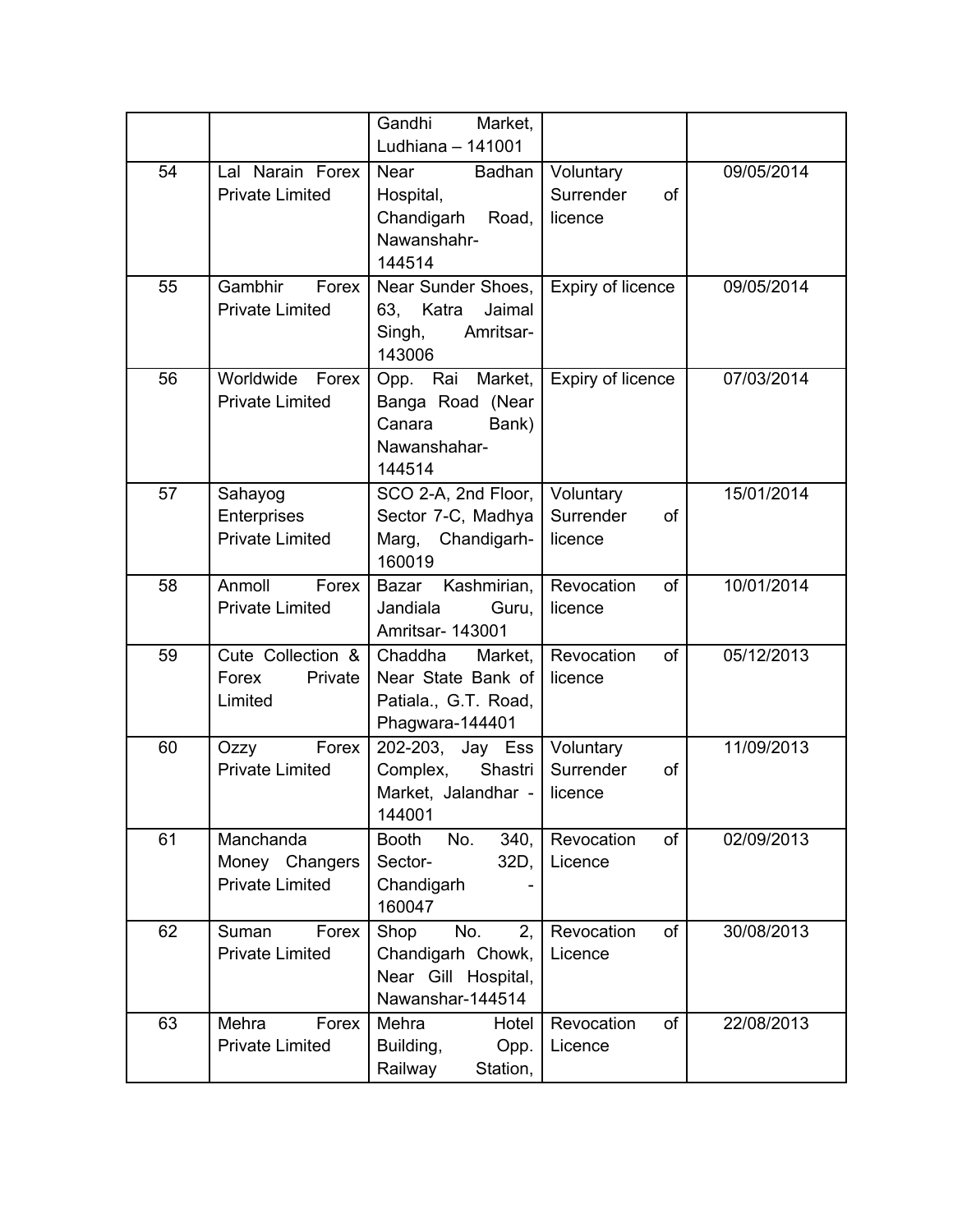| | | Gandhi Market, Ludhiana – 141001 | | |
|---|---|---|---|---|
| 54 | Lal Narain Forex Private Limited | Near Badhan Hospital, Chandigarh Road, Nawanshahr-144514 | Voluntary Surrender of licence | 09/05/2014 |
| 55 | Gambhir Forex Private Limited | Near Sunder Shoes, 63, Katra Jaimal Singh, Amritsar-143006 | Expiry of licence | 09/05/2014 |
| 56 | Worldwide Forex Private Limited | Opp. Rai Market, Banga Road (Near Canara Bank) Nawanshahar-144514 | Expiry of licence | 07/03/2014 |
| 57 | Sahayog Enterprises Private Limited | SCO 2-A, 2nd Floor, Sector 7-C, Madhya Marg, Chandigarh-160019 | Voluntary Surrender of licence | 15/01/2014 |
| 58 | Anmoll Forex Private Limited | Bazar Kashmirian, Jandiala Guru, Amritsar- 143001 | Revocation of licence | 10/01/2014 |
| 59 | Cute Collection & Forex Private Limited | Chaddha Market, Near State Bank of Patiala., G.T. Road, Phagwara-144401 | Revocation of licence | 05/12/2013 |
| 60 | Ozzy Forex Private Limited | 202-203, Jay Ess Complex, Shastri Market, Jalandhar - 144001 | Voluntary Surrender of licence | 11/09/2013 |
| 61 | Manchanda Money Changers Private Limited | Booth No. 340, Sector- 32D, Chandigarh - 160047 | Revocation of Licence | 02/09/2013 |
| 62 | Suman Forex Private Limited | Shop No. 2, Chandigarh Chowk, Near Gill Hospital, Nawanshar-144514 | Revocation of Licence | 30/08/2013 |
| 63 | Mehra Forex Private Limited | Mehra Hotel Building, Opp. Railway Station, | Revocation of Licence | 22/08/2013 |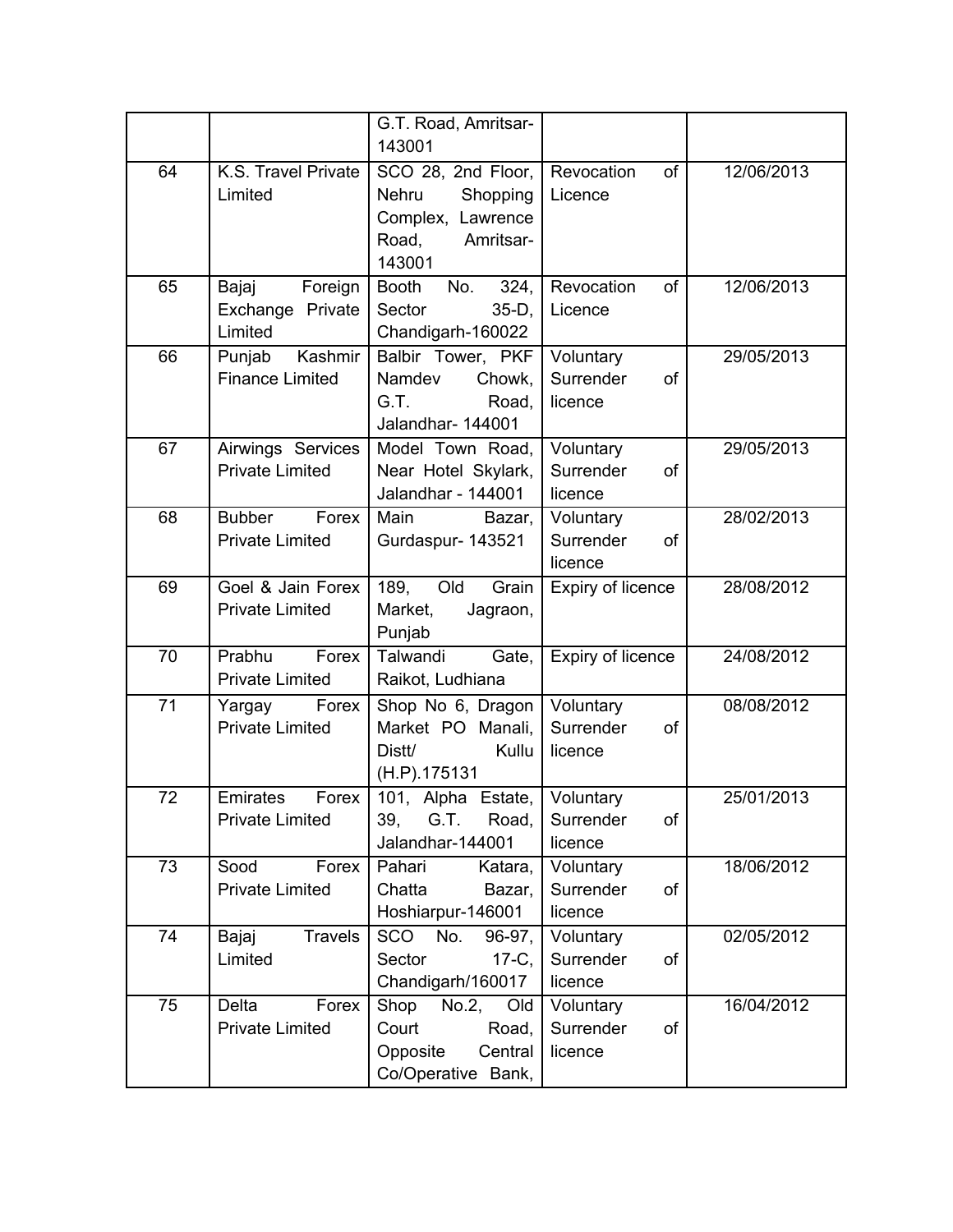| | | G.T. Road, Amritsar-143001 | | |
|---|---|---|---|---|
| 64 | K.S. Travel Private Limited | SCO 28, 2nd Floor, Nehru Shopping Complex, Lawrence Road, Amritsar-143001 | Revocation of Licence | 12/06/2013 |
| 65 | Bajaj Foreign Exchange Private Limited | Booth No. 324, Sector 35-D, Chandigarh-160022 | Revocation of Licence | 12/06/2013 |
| 66 | Punjab Kashmir Finance Limited | Balbir Tower, PKF Namdev Chowk, G.T. Road, Jalandhar- 144001 | Voluntary Surrender of licence | 29/05/2013 |
| 67 | Airwings Services Private Limited | Model Town Road, Near Hotel Skylark, Jalandhar - 144001 | Voluntary Surrender of licence | 29/05/2013 |
| 68 | Bubber Forex Private Limited | Main Bazar, Gurdaspur- 143521 | Voluntary Surrender of licence | 28/02/2013 |
| 69 | Goel & Jain Forex Private Limited | 189, Old Grain Market, Jagraon, Punjab | Expiry of licence | 28/08/2012 |
| 70 | Prabhu Forex Private Limited | Talwandi Gate, Raikot, Ludhiana | Expiry of licence | 24/08/2012 |
| 71 | Yargay Forex Private Limited | Shop No 6, Dragon Market PO Manali, Distt/ Kullu (H.P).175131 | Voluntary Surrender of licence | 08/08/2012 |
| 72 | Emirates Forex Private Limited | 101, Alpha Estate, 39, G.T. Road, Jalandhar-144001 | Voluntary Surrender of licence | 25/01/2013 |
| 73 | Sood Forex Private Limited | Pahari Katara, Chatta Bazar, Hoshiarpur-146001 | Voluntary Surrender of licence | 18/06/2012 |
| 74 | Bajaj Travels Limited | SCO No. 96-97, Sector 17-C, Chandigarh/160017 | Voluntary Surrender of licence | 02/05/2012 |
| 75 | Delta Forex Private Limited | Shop No.2, Old Court Road, Opposite Central Co/Operative Bank, | Voluntary Surrender of licence | 16/04/2012 |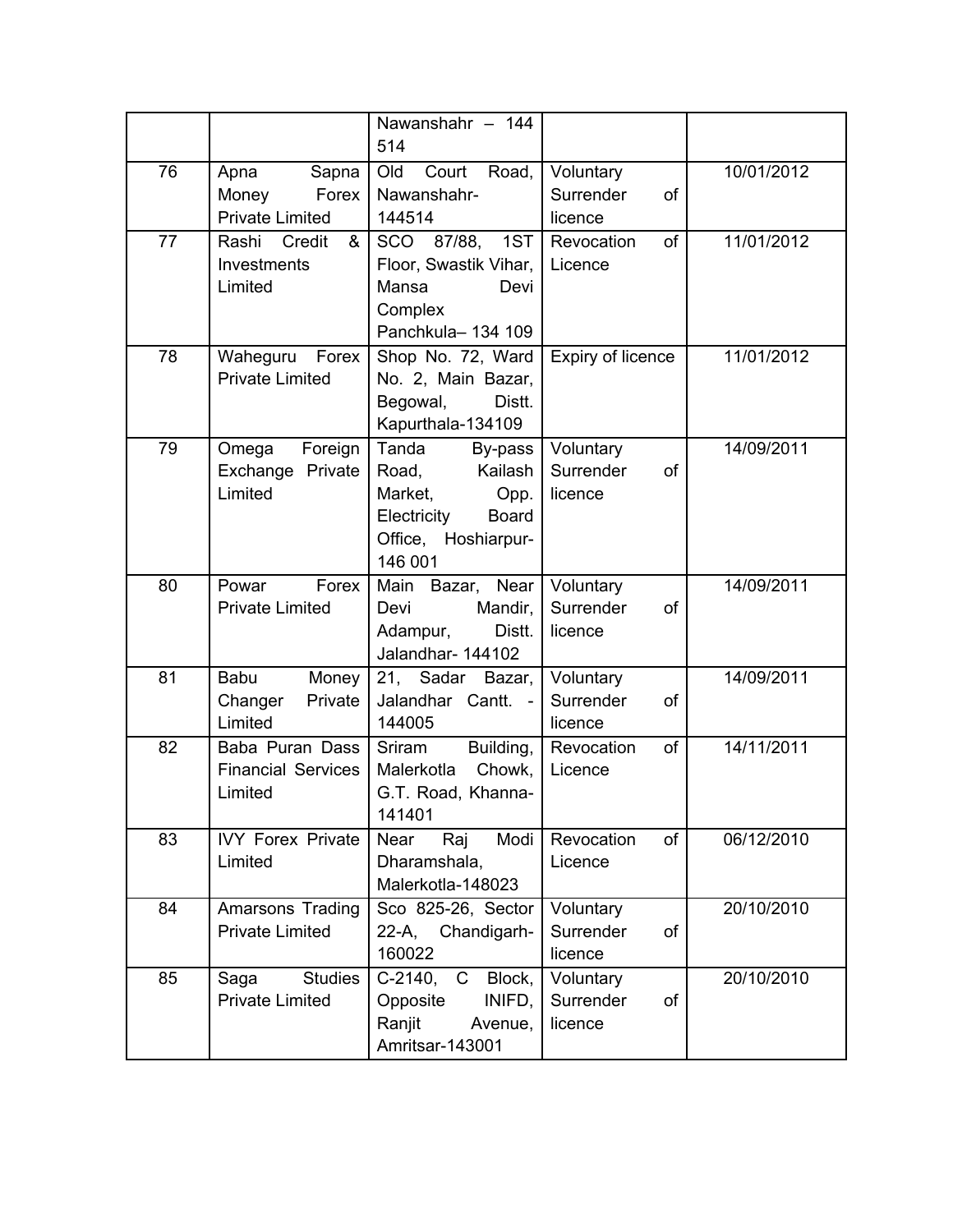|  |  | Nawanshahr – 144 514 |  |  |
|---|---|---|---|---|
| 76 | Apna Sapna Money Forex Private Limited | Old Court Road, Nawanshahr-144514 | Voluntary Surrender of licence | 10/01/2012 |
| 77 | Rashi Credit & Investments Limited | SCO 87/88, 1ST Floor, Swastik Vihar, Mansa Devi Complex Panchkula– 134 109 | Revocation of Licence | 11/01/2012 |
| 78 | Waheguru Forex Private Limited | Shop No. 72, Ward No. 2, Main Bazar, Begowal, Distt. Kapurthala-134109 | Expiry of licence | 11/01/2012 |
| 79 | Omega Foreign Exchange Private Limited | Tanda By-pass Road, Kailash Market, Opp. Electricity Board Office, Hoshiarpur-146 001 | Voluntary Surrender of licence | 14/09/2011 |
| 80 | Powar Forex Private Limited | Main Bazar, Near Devi Mandir, Adampur, Distt. Jalandhar- 144102 | Voluntary Surrender of licence | 14/09/2011 |
| 81 | Babu Money Changer Private Limited | 21, Sadar Bazar, Jalandhar Cantt. - 144005 | Voluntary Surrender of licence | 14/09/2011 |
| 82 | Baba Puran Dass Financial Services Limited | Sriram Building, Malerkotla Chowk, G.T. Road, Khanna-141401 | Revocation of Licence | 14/11/2011 |
| 83 | IVY Forex Private Limited | Near Raj Modi Dharamshala, Malerkotla-148023 | Revocation of Licence | 06/12/2010 |
| 84 | Amarsons Trading Private Limited | Sco 825-26, Sector 22-A, Chandigarh-160022 | Voluntary Surrender of licence | 20/10/2010 |
| 85 | Saga Studies Private Limited | C-2140, C Block, Opposite INIFD, Ranjit Avenue, Amritsar-143001 | Voluntary Surrender of licence | 20/10/2010 |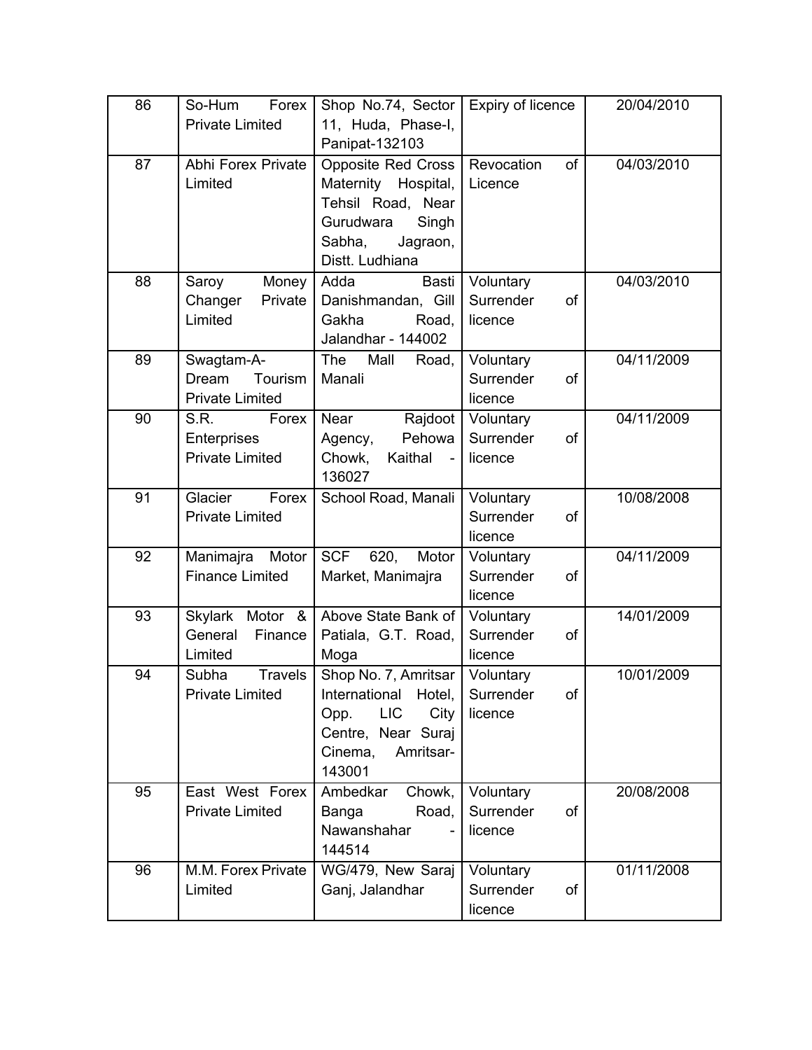| 86 | So-Hum Forex Private Limited | Shop No.74, Sector 11, Huda, Phase-I, Panipat-132103 | Expiry of licence | 20/04/2010 |
|---|---|---|---|---|
| 87 | Abhi Forex Private Limited | Opposite Red Cross Maternity Hospital, Tehsil Road, Near Gurudwara Singh Sabha, Jagraon, Distt. Ludhiana | Revocation of Licence | 04/03/2010 |
| 88 | Saroy Money Changer Private Limited | Adda Basti Danishmandan, Gill Gakha Road, Jalandhar - 144002 | Voluntary Surrender of licence | 04/03/2010 |
| 89 | Swagtam-A-Dream Tourism Private Limited | The Mall Road, Manali | Voluntary Surrender of licence | 04/11/2009 |
| 90 | S.R. Forex Enterprises Private Limited | Near Rajdoot Agency, Pehowa Chowk, Kaithal - 136027 | Voluntary Surrender of licence | 04/11/2009 |
| 91 | Glacier Forex Private Limited | School Road, Manali | Voluntary Surrender of licence | 10/08/2008 |
| 92 | Manimajra Motor Finance Limited | SCF 620, Motor Market, Manimajra | Voluntary Surrender of licence | 04/11/2009 |
| 93 | Skylark Motor & General Finance Limited | Above State Bank of Patiala, G.T. Road, Moga | Voluntary Surrender of licence | 14/01/2009 |
| 94 | Subha Travels Private Limited | Shop No. 7, Amritsar International Hotel, Opp. LIC City Centre, Near Suraj Cinema, Amritsar-143001 | Voluntary Surrender of licence | 10/01/2009 |
| 95 | East West Forex Private Limited | Ambedkar Chowk, Banga Road, Nawanshahar - 144514 | Voluntary Surrender of licence | 20/08/2008 |
| 96 | M.M. Forex Private Limited | WG/479, New Saraj Ganj, Jalandhar | Voluntary Surrender of licence | 01/11/2008 |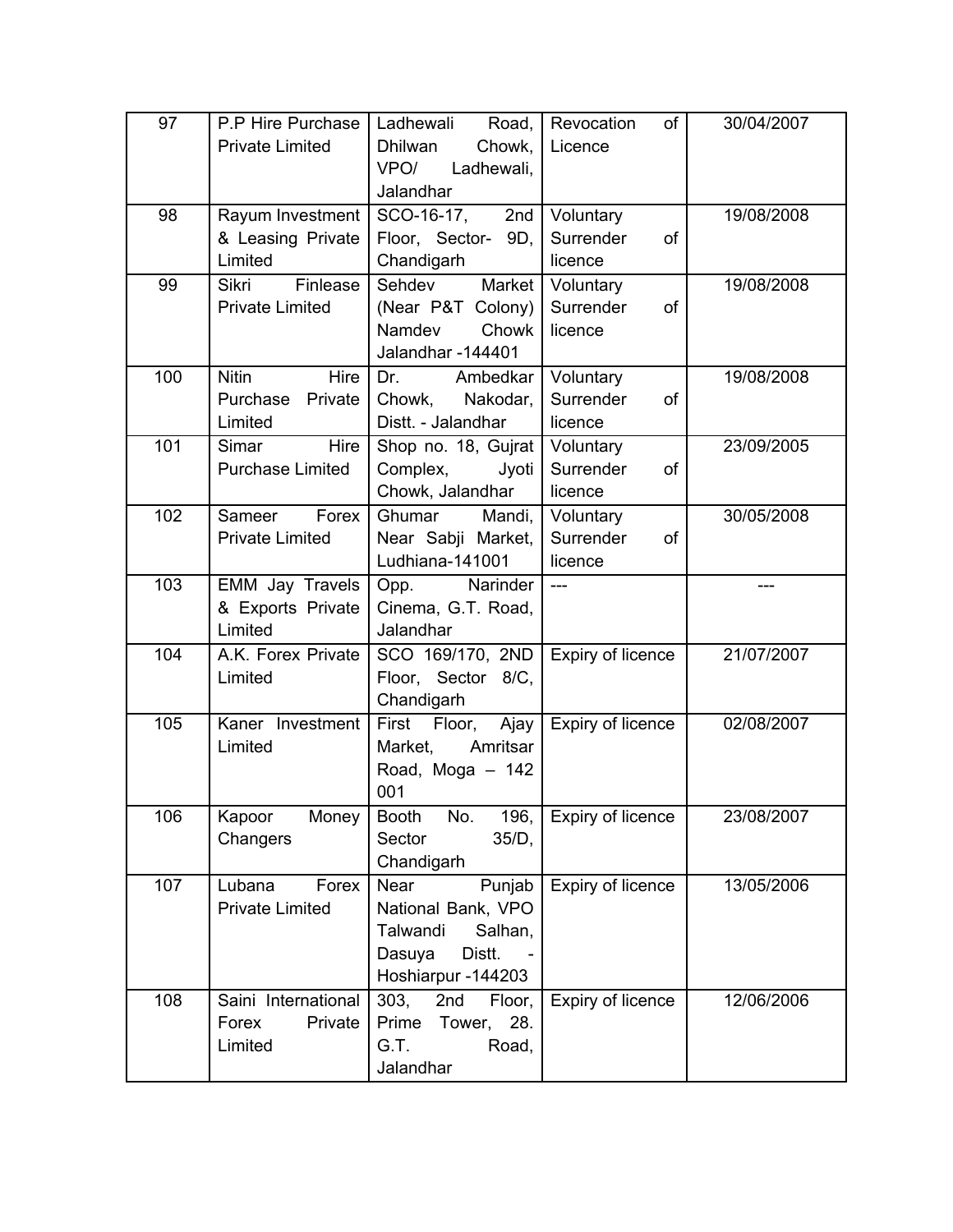| 97 | P.P Hire Purchase Private Limited | Ladhewali Road, Dhilwan Chowk, VPO/ Ladhewali, Jalandhar | Revocation of Licence | 30/04/2007 |
|---|---|---|---|---|
| 98 | Rayum Investment & Leasing Private Limited | SCO-16-17, 2nd Floor, Sector- 9D, Chandigarh | Voluntary Surrender of licence | 19/08/2008 |
| 99 | Sikri Finlease Private Limited | Sehdev Market (Near P&T Colony) Namdev Chowk Jalandhar -144401 | Voluntary Surrender of licence | 19/08/2008 |
| 100 | Nitin Hire Purchase Private Limited | Dr. Ambedkar Chowk, Nakodar, Distt. - Jalandhar | Voluntary Surrender of licence | 19/08/2008 |
| 101 | Simar Hire Purchase Limited | Shop no. 18, Gujrat Complex, Jyoti Chowk, Jalandhar | Voluntary Surrender of licence | 23/09/2005 |
| 102 | Sameer Forex Private Limited | Ghumar Mandi, Near Sabji Market, Ludhiana-141001 | Voluntary Surrender of licence | 30/05/2008 |
| 103 | EMM Jay Travels & Exports Private Limited | Opp. Narinder Cinema, G.T. Road, Jalandhar | --- | --- |
| 104 | A.K. Forex Private Limited | SCO 169/170, 2ND Floor, Sector 8/C, Chandigarh | Expiry of licence | 21/07/2007 |
| 105 | Kaner Investment Limited | First Floor, Ajay Market, Amritsar Road, Moga – 142 001 | Expiry of licence | 02/08/2007 |
| 106 | Kapoor Money Changers | Booth No. 196, Sector 35/D, Chandigarh | Expiry of licence | 23/08/2007 |
| 107 | Lubana Forex Private Limited | Near Punjab National Bank, VPO Talwandi Salhan, Dasuya Distt. - Hoshiarpur -144203 | Expiry of licence | 13/05/2006 |
| 108 | Saini International Forex Private Limited | 303, 2nd Floor, Prime Tower, 28. G.T. Road, Jalandhar | Expiry of licence | 12/06/2006 |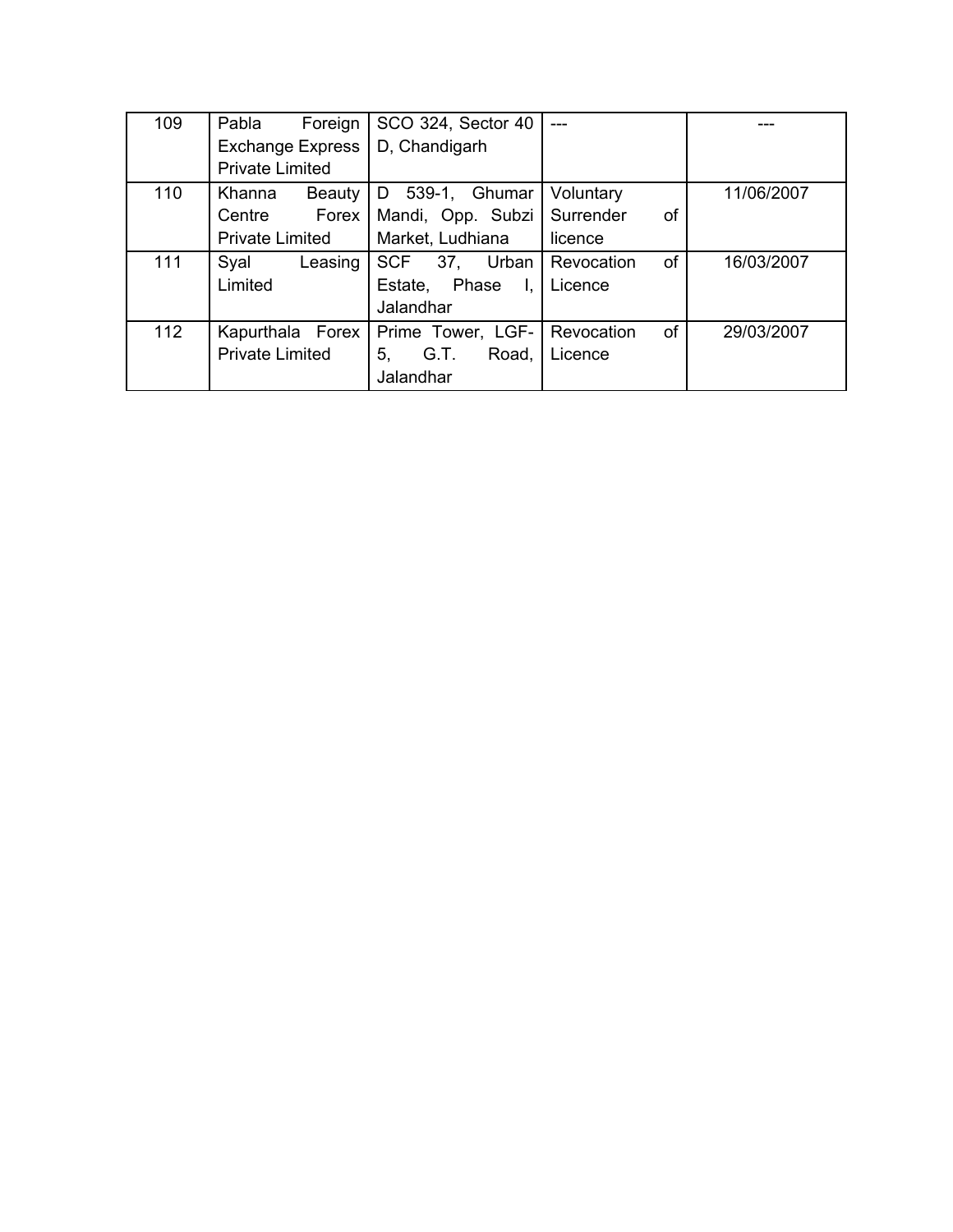| | | | | |
|---|---|---|---|---|
| 109 | Pabla Foreign Exchange Express Private Limited | SCO 324, Sector 40 D, Chandigarh | --- | --- |
| 110 | Khanna Beauty Centre Forex Private Limited | D 539-1, Ghumar Mandi, Opp. Subzi Market, Ludhiana | Voluntary Surrender of licence | 11/06/2007 |
| 111 | Syal Leasing Limited | SCF 37, Urban Estate, Phase I, Jalandhar | Revocation of Licence | 16/03/2007 |
| 112 | Kapurthala Forex Private Limited | Prime Tower, LGF-5, G.T. Road, Jalandhar | Revocation of Licence | 29/03/2007 |